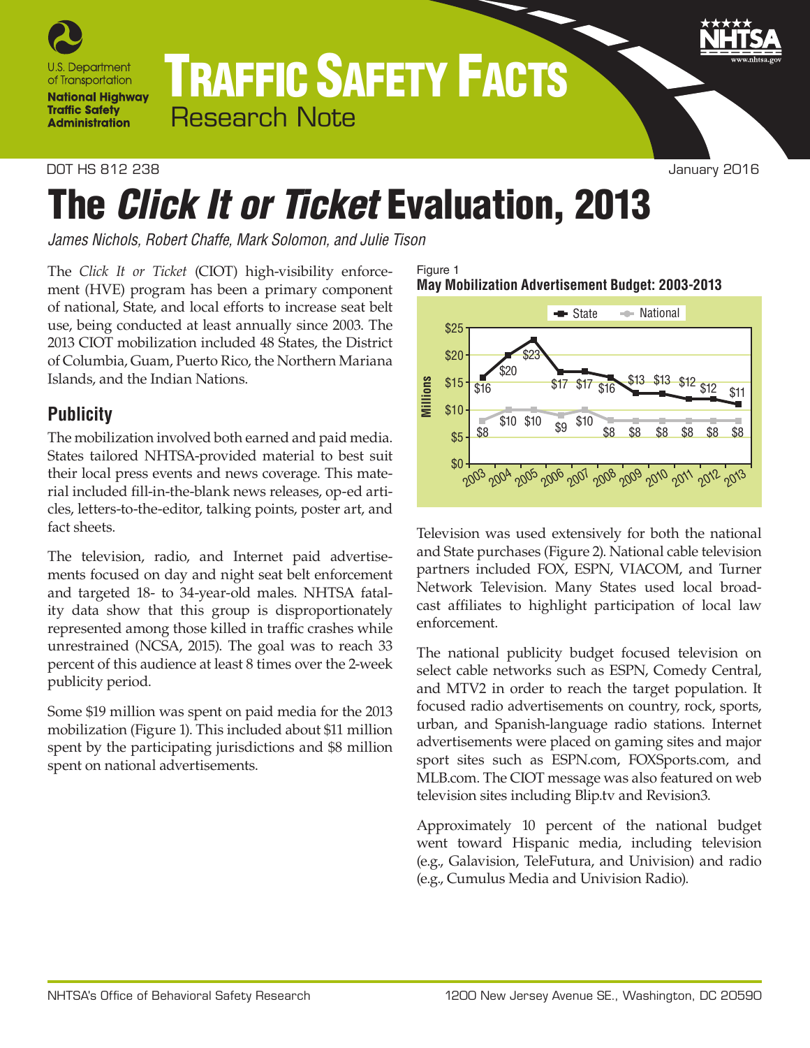DOT HS 812 238 January 2016

# The *Click It or Ticket* Evaluation, 2013

*James Nichols, Robert Chaffe, Mark Solomon, and Julie Tison*

The *Click It or Ticket* (CIOT) high-visibility enforcement (HVE) program has been a primary component of national, State, and local efforts to increase seat belt use, being conducted at least annually since 2003. The 2013 CIOT mobilization included 48 States, the District of Columbia, Guam, Puerto Rico, the Northern Mariana Islands, and the Indian Nations.

## Publicity

The mobilization involved both earned and paid media. States tailored NHTSA-provided material to best suit their local press events and news coverage. This material included fill-in-the-blank news releases, op-ed articles, letters-to-the-editor, talking points, poster art, and fact sheets.

The television, radio, and Internet paid advertisements focused on day and night seat belt enforcement and targeted 18- to 34-year-old males. NHTSA fatality data show that this group is disproportionately represented among those killed in traffic crashes while unrestrained (NCSA, 2015). The goal was to reach 33 percent of this audience at least 8 times over the 2-week publicity period.

Some $19 million was spent on paid media for the 2013 mobilization (Figure 1). This included about $11 million spent by the participating jurisdictions and $8 million spent on national advertisements.

Figure 1
**May Mobilization Advertisement Budget: 2003-2013**

| Year | State (Millions) | National (Millions) |
|---|---|---|
| 2003 | $16 | $8 |
| 2004 | $20 | $10 |
| 2005 | $23 | $10 |
| 2006 | $17 | $9 |
| 2007 | $17 | $10 |
| 2008 | $16 | $8 |
| 2009 | $13 | $8 |
| 2010 | $13 | $8 |
| 2011 | $12 | $8 |
| 2012 | $12 | $8 |
| 2013 | $11 | $8 |

Television was used extensively for both the national and State purchases (Figure 2). National cable television partners included FOX, ESPN, VIACOM, and Turner Network Television. Many States used local broadcast affiliates to highlight participation of local law enforcement.

The national publicity budget focused television on select cable networks such as ESPN, Comedy Central, and MTV2 in order to reach the target population. It focused radio advertisements on country, rock, sports, urban, and Spanish-language radio stations. Internet advertisements were placed on gaming sites and major sport sites such as ESPN.com, FOXSports.com, and MLB.com. The CIOT message was also featured on web television sites including Blip.tv and Revision3.

Approximately 10 percent of the national budget went toward Hispanic media, including television (e.g., Galavision, TeleFutura, and Univision) and radio (e.g., Cumulus Media and Univision Radio).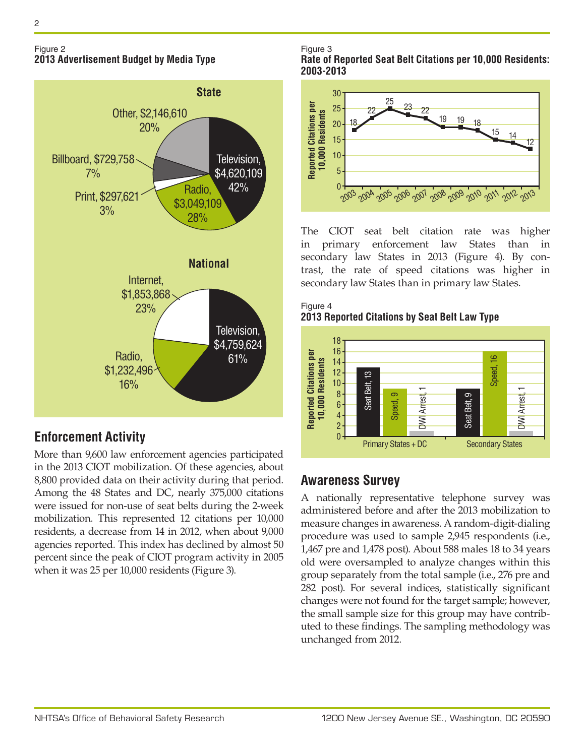Figure 2
**2013 Advertisement Budget by Media Type**

**State**

| Media Type | Budget | Percent |
|---|---|---|
| Television | $4,620,109 | 42% |
| Radio | $3,049,109 | 28% |
| Print | $297,621 | 3% |
| Billboard | $729,758 | 7% |
| Other | $2,146,610 | 20% |

**National**

| Media Type | Budget | Percent |
|---|---|---|
| Television | $4,759,624 | 61% |
| Radio | $1,232,496 | 16% |
| Internet | $1,853,868 | 23% |

## Enforcement Activity

More than 9,600 law enforcement agencies participated in the 2013 CIOT mobilization. Of these agencies, about 8,800 provided data on their activity during that period. Among the 48 States and DC, nearly 375,000 citations were issued for non-use of seat belts during the 2-week mobilization. This represented 12 citations per 10,000 residents, a decrease from 14 in 2012, when about 9,000 agencies reported. This index has declined by almost 50 percent since the peak of CIOT program activity in 2005 when it was 25 per 10,000 residents (Figure 3).

Figure 3
**Rate of Reported Seat Belt Citations per 10,000 Residents: 2003-2013**

| Year | 2003 | 2004 | 2005 | 2006 | 2007 | 2008 | 2009 | 2010 | 2011 | 2012 | 2013 |
|---|---|---|---|---|---|---|---|---|---|---|---|
| Reported Citations per 10,000 Residents | 18 | 22 | 25 | 23 | 22 | 19 | 19 | 18 | 15 | 14 | 12 |

The CIOT seat belt citation rate was higher in primary enforcement law States than in secondary law States in 2013 (Figure 4). By contrast, the rate of speed citations was higher in secondary law States than in primary law States.

Figure 4
**2013 Reported Citations by Seat Belt Law Type**

| Reported Citations per 10,000 Residents | Seat Belt | Speed | DWI Arrest |
|---|---|---|---|
| Primary States + DC | 13 | 9 | 1 |
| Secondary States | 9 | 16 | 1 |

## Awareness Survey

A nationally representative telephone survey was administered before and after the 2013 mobilization to measure changes in awareness. A random-digit-dialing procedure was used to sample 2,945 respondents (i.e., 1,467 pre and 1,478 post). About 588 males 18 to 34 years old were oversampled to analyze changes within this group separately from the total sample (i.e., 276 pre and 282 post). For several indices, statistically significant changes were not found for the target sample; however, the small sample size for this group may have contributed to these findings. The sampling methodology was unchanged from 2012.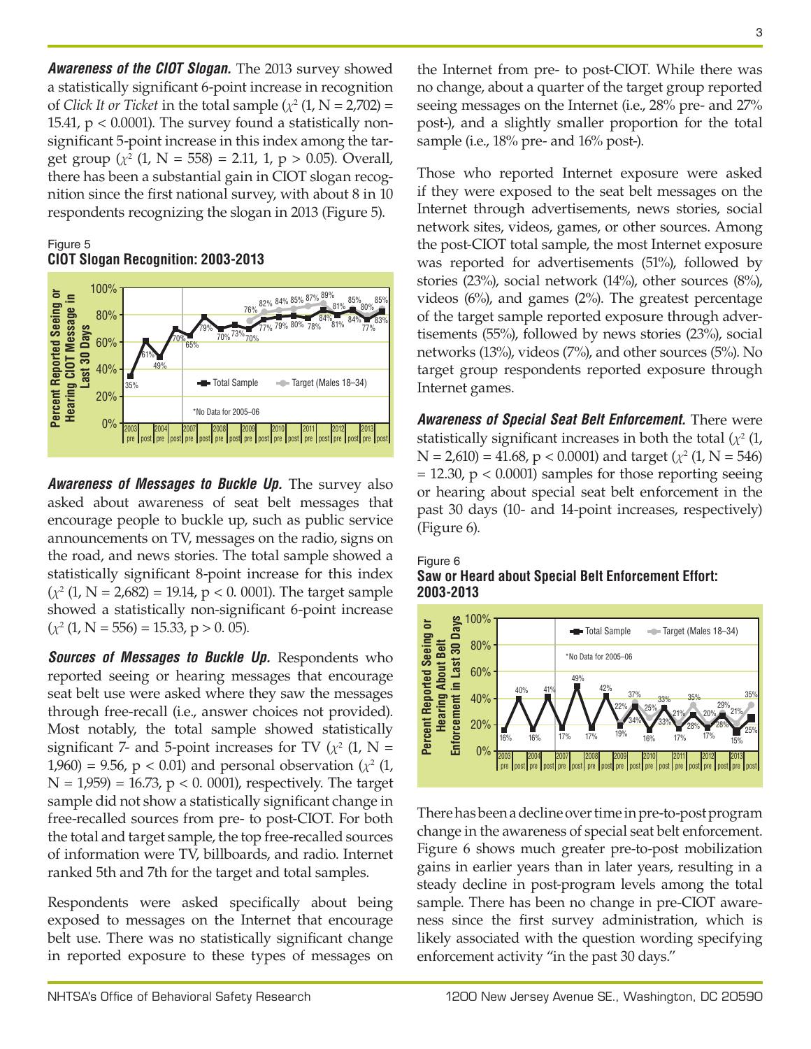***Awareness of the CIOT Slogan.*** The 2013 survey showed a statistically significant 6-point increase in recognition of *Click It or Ticket* in the total sample ($\chi^2$ (1, N = 2,702) = 15.41, $p < 0.0001$). The survey found a statistically non-significant 5-point increase in this index among the target group ($\chi^2$ (1, N = 558) = 2.11, 1, $p > 0.05$). Overall, there has been a substantial gain in CIOT slogan recognition since the first national survey, with about 8 in 10 respondents recognizing the slogan in 2013 (Figure 5).

Figure 5
**CIOT Slogan Recognition: 2003-2013**

***Awareness of Messages to Buckle Up.*** The survey also asked about awareness of seat belt messages that encourage people to buckle up, such as public service announcements on TV, messages on the radio, signs on the road, and news stories. The total sample showed a statistically significant 8-point increase for this index ($\chi^2$ (1, N = 2,682) = 19.14, $p < 0.0001$). The target sample showed a statistically non-significant 6-point increase ($\chi^2$ (1, N = 556) = 15.33, $p > 0.05$).

***Sources of Messages to Buckle Up.*** Respondents who reported seeing or hearing messages that encourage seat belt use were asked where they saw the messages through free-recall (i.e., answer choices not provided). Most notably, the total sample showed statistically significant 7- and 5-point increases for TV ($\chi^2$ (1, N = 1,960) = 9.56, $p < 0.01$) and personal observation ($\chi^2$ (1, N = 1,959) = 16.73, $p < 0.0001$), respectively. The target sample did not show a statistically significant change in free-recalled sources from pre- to post-CIOT. For both the total and target sample, the top free-recalled sources of information were TV, billboards, and radio. Internet ranked 5th and 7th for the target and total samples.

Respondents were asked specifically about being exposed to messages on the Internet that encourage belt use. There was no statistically significant change in reported exposure to these types of messages on the Internet from pre- to post-CIOT. While there was no change, about a quarter of the target group reported seeing messages on the Internet (i.e., 28% pre- and 27% post-), and a slightly smaller proportion for the total sample (i.e., 18% pre- and 16% post-).

Those who reported Internet exposure were asked if they were exposed to the seat belt messages on the Internet through advertisements, news stories, social network sites, videos, games, or other sources. Among the post-CIOT total sample, the most Internet exposure was reported for advertisements (51%), followed by stories (23%), social network (14%), other sources (8%), videos (6%), and games (2%). The greatest percentage of the target sample reported exposure through advertisements (55%), followed by news stories (23%), social networks (13%), videos (7%), and other sources (5%). No target group respondents reported exposure through Internet games.

***Awareness of Special Seat Belt Enforcement.*** There were statistically significant increases in both the total ($\chi^2$ (1, N = 2,610) = 41.68, $p < 0.0001$) and target ($\chi^2$ (1, N = 546) = 12.30, $p < 0.0001$) samples for those reporting seeing or hearing about special seat belt enforcement in the past 30 days (10- and 14-point increases, respectively) (Figure 6).

Figure 6
**Saw or Heard about Special Belt Enforcement Effort: 2003-2013**

There has been a decline over time in pre-to-post program change in the awareness of special seat belt enforcement. Figure 6 shows much greater pre-to-post mobilization gains in earlier years than in later years, resulting in a steady decline in post-program levels among the total sample. There has been no change in pre-CIOT awareness since the first survey administration, which is likely associated with the question wording specifying enforcement activity "in the past 30 days."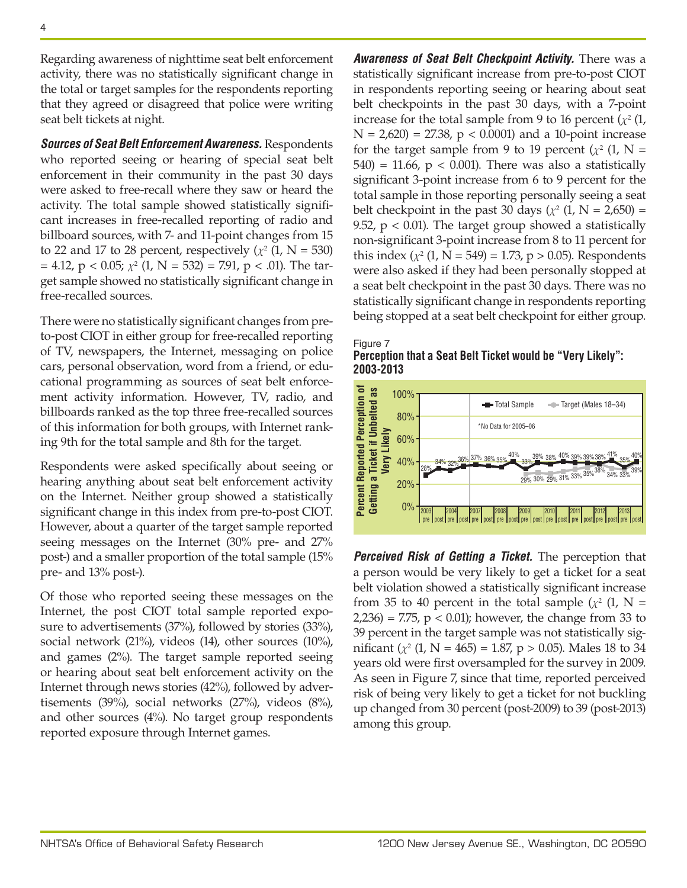Regarding awareness of nighttime seat belt enforcement activity, there was no statistically significant change in the total or target samples for the respondents reporting that they agreed or disagreed that police were writing seat belt tickets at night.

***Sources of Seat Belt Enforcement Awareness.*** Respondents who reported seeing or hearing of special seat belt enforcement in their community in the past 30 days were asked to free-recall where they saw or heard the activity. The total sample showed statistically significant increases in free-recalled reporting of radio and billboard sources, with 7- and 11-point changes from 15 to 22 and 17 to 28 percent, respectively ($\chi^2$ (1, N = 530) = 4.12, $p < 0.05$; $\chi^2$ (1, N = 532) = 7.91, $p < .01$). The target sample showed no statistically significant change in free-recalled sources.

There were no statistically significant changes from pre-to-post CIOT in either group for free-recalled reporting of TV, newspapers, the Internet, messaging on police cars, personal observation, word from a friend, or educational programming as sources of seat belt enforcement activity information. However, TV, radio, and billboards ranked as the top three free-recalled sources of this information for both groups, with Internet ranking 9th for the total sample and 8th for the target.

Respondents were asked specifically about seeing or hearing anything about seat belt enforcement activity on the Internet. Neither group showed a statistically significant change in this index from pre-to-post CIOT. However, about a quarter of the target sample reported seeing messages on the Internet (30% pre- and 27% post-) and a smaller proportion of the total sample (15% pre- and 13% post-).

Of those who reported seeing these messages on the Internet, the post CIOT total sample reported exposure to advertisements (37%), followed by stories (33%), social network (21%), videos (14), other sources (10%), and games (2%). The target sample reported seeing or hearing about seat belt enforcement activity on the Internet through news stories (42%), followed by advertisements (39%), social networks (27%), videos (8%), and other sources (4%). No target group respondents reported exposure through Internet games.

***Awareness of Seat Belt Checkpoint Activity.*** There was a statistically significant increase from pre-to-post CIOT in respondents reporting seeing or hearing about seat belt checkpoints in the past 30 days, with a 7-point increase for the total sample from 9 to 16 percent ($\chi^2$ (1, N = 2,620) = 27.38, $p < 0.0001$) and a 10-point increase for the target sample from 9 to 19 percent ($\chi^2$ (1, N = 540) = 11.66, $p < 0.001$). There was also a statistically significant 3-point increase from 6 to 9 percent for the total sample in those reporting personally seeing a seat belt checkpoint in the past 30 days ($\chi^2$ (1, N = 2,650) = 9.52, $p < 0.01$). The target group showed a statistically non-significant 3-point increase from 8 to 11 percent for this index ($\chi^2$ (1, N = 549) = 1.73, $p > 0.05$). Respondents were also asked if they had been personally stopped at a seat belt checkpoint in the past 30 days. There was no statistically significant change in respondents reporting being stopped at a seat belt checkpoint for either group.

Figure 7
**Perception that a Seat Belt Ticket would be "Very Likely": 2003-2013**

| Year | Period | Total Sample | Target (Males 18–34) |
|---|---|---|---|
| 2003 | pre | 28% | |
| 2003 | post | 34% | |
| 2004 | pre | 32% | |
| 2004 | post | 36% | |
| 2007 | pre | 37% | |
| 2007 | post | 36% | |
| 2008 | pre | 35% | |
| 2008 | post | 40% | |
| 2009 | pre | 33% | 29% |
| 2009 | post | 39% | 30% |
| 2010 | pre | 38% | 29% |
| 2010 | post | 40% | 31% |
| 2011 | pre | 39% | 33% |
| 2011 | post | 39% | 35% |
| 2012 | pre | 38% | 38% |
| 2012 | post | 41% | 34% |
| 2013 | pre | 35% | 33% |
| 2013 | post | 40% | 39% |

*No Data for 2005–06

***Perceived Risk of Getting a Ticket.*** The perception that a person would be very likely to get a ticket for a seat belt violation showed a statistically significant increase from 35 to 40 percent in the total sample ($\chi^2$ (1, N = 2,236) = 7.75, $p < 0.01$); however, the change from 33 to 39 percent in the target sample was not statistically significant ($\chi^2$ (1, N = 465) = 1.87, $p > 0.05$). Males 18 to 34 years old were first oversampled for the survey in 2009. As seen in Figure 7, since that time, reported perceived risk of being very likely to get a ticket for not buckling up changed from 30 percent (post-2009) to 39 (post-2013) among this group.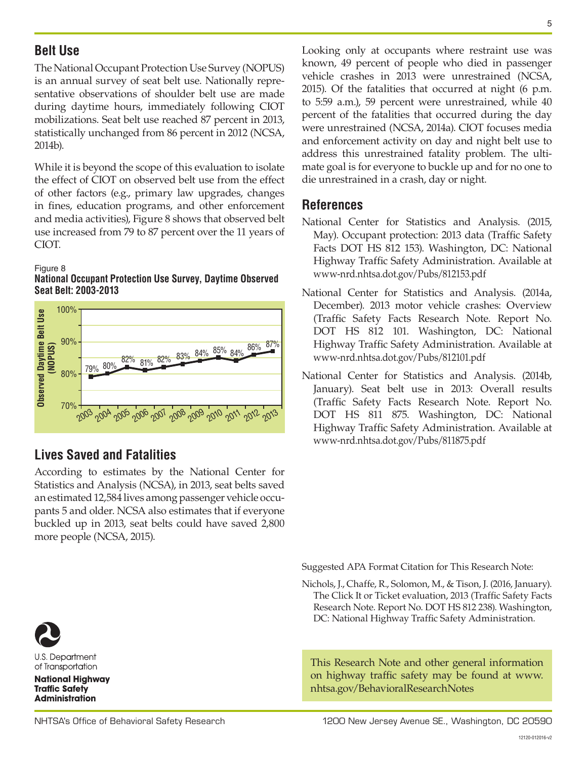## Belt Use

The National Occupant Protection Use Survey (NOPUS) is an annual survey of seat belt use. Nationally representative observations of shoulder belt use are made during daytime hours, immediately following CIOT mobilizations. Seat belt use reached 87 percent in 2013, statistically unchanged from 86 percent in 2012 (NCSA, 2014b).

While it is beyond the scope of this evaluation to isolate the effect of CIOT on observed belt use from the effect of other factors (e.g., primary law upgrades, changes in fines, education programs, and other enforcement and media activities), Figure 8 shows that observed belt use increased from 79 to 87 percent over the 11 years of CIOT.

Figure 8
**National Occupant Protection Use Survey, Daytime Observed Seat Belt: 2003-2013**

Observed Daytime Belt Use (NOPUS)
100%
90%
80%
70%
79% 80% 82% 81% 82% 83% 84% 85% 84% 86% 87%
2003 2004 2005 2006 2007 2008 2009 2010 2011 2012 2013

## Lives Saved and Fatalities

According to estimates by the National Center for Statistics and Analysis (NCSA), in 2013, seat belts saved an estimated 12,584 lives among passenger vehicle occupants 5 and older. NCSA also estimates that if everyone buckled up in 2013, seat belts could have saved 2,800 more people (NCSA, 2015).

Looking only at occupants where restraint use was known, 49 percent of people who died in passenger vehicle crashes in 2013 were unrestrained (NCSA, 2015). Of the fatalities that occurred at night (6 p.m. to 5:59 a.m.), 59 percent were unrestrained, while 40 percent of the fatalities that occurred during the day were unrestrained (NCSA, 2014a). CIOT focuses media and enforcement activity on day and night belt use to address this unrestrained fatality problem. The ultimate goal is for everyone to buckle up and for no one to die unrestrained in a crash, day or night.

## References

National Center for Statistics and Analysis. (2015, May). Occupant protection: 2013 data (Traffic Safety Facts DOT HS 812 153). Washington, DC: National Highway Traffic Safety Administration. Available at www-nrd.nhtsa.dot.gov/Pubs/812153.pdf

National Center for Statistics and Analysis. (2014a, December). 2013 motor vehicle crashes: Overview (Traffic Safety Facts Research Note. Report No. DOT HS 812 101. Washington, DC: National Highway Traffic Safety Administration. Available at www-nrd.nhtsa.dot.gov/Pubs/812101.pdf

National Center for Statistics and Analysis. (2014b, January). Seat belt use in 2013: Overall results (Traffic Safety Facts Research Note. Report No. DOT HS 811 875. Washington, DC: National Highway Traffic Safety Administration. Available at www-nrd.nhtsa.dot.gov/Pubs/811875.pdf

Suggested APA Format Citation for This Research Note:

Nichols, J., Chaffe, R., Solomon, M., & Tison, J. (2016, January). The Click It or Ticket evaluation, 2013 (Traffic Safety Facts Research Note. Report No. DOT HS 812 238). Washington, DC: National Highway Traffic Safety Administration.

U.S. Department of Transportation
**National Highway Traffic Safety Administration**

This Research Note and other general information on highway traffic safety may be found at www.nhtsa.gov/BehavioralResearchNotes

NHTSA's Office of Behavioral Safety Research
1200 New Jersey Avenue SE., Washington, DC 20590

12120-012016-v2